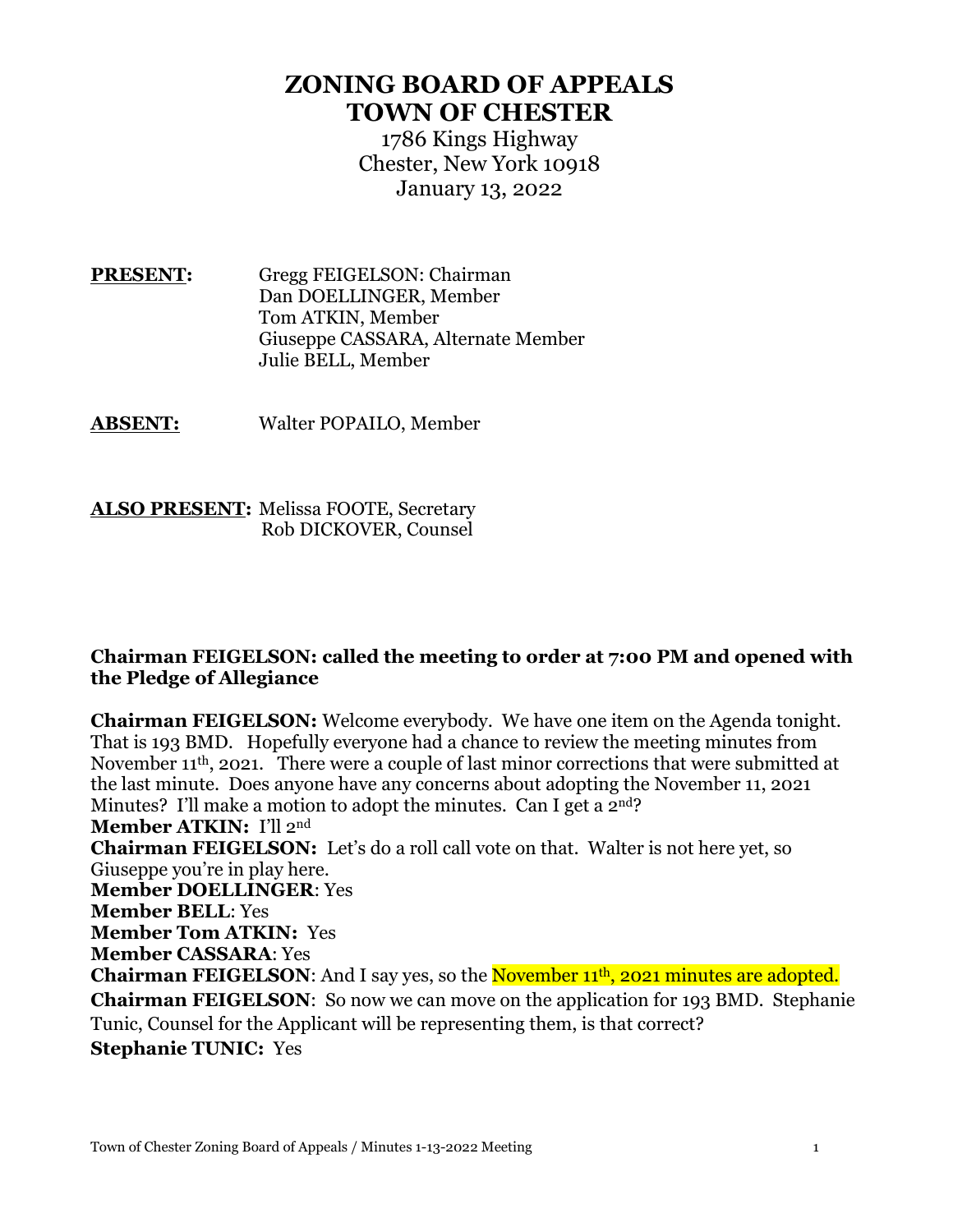# ZONING BOARD OF APPEALS
# TOWN OF CHESTER

1786 Kings Highway
Chester, New York 10918
January 13, 2022

**PRESENT:** Gregg FEIGELSON: Chairman
Dan DOELLINGER, Member
Tom ATKIN, Member
Giuseppe CASSARA, Alternate Member
Julie BELL, Member

**ABSENT:** Walter POPAILO, Member

**ALSO PRESENT:** Melissa FOOTE, Secretary
Rob DICKOVER, Counsel

**Chairman FEIGELSON: called the meeting to order at 7:00 PM and opened with the Pledge of Allegiance**

**Chairman FEIGELSON:** Welcome everybody. We have one item on the Agenda tonight. That is 193 BMD. Hopefully everyone had a chance to review the meeting minutes from November 11th, 2021. There were a couple of last minor corrections that were submitted at the last minute. Does anyone have any concerns about adopting the November 11, 2021 Minutes? I'll make a motion to adopt the minutes. Can I get a 2nd?
**Member ATKIN:** I'll 2nd
**Chairman FEIGELSON:** Let's do a roll call vote on that. Walter is not here yet, so Giuseppe you're in play here.
**Member DOELLINGER**: Yes
**Member BELL**: Yes
**Member Tom ATKIN:** Yes
**Member CASSARA**: Yes
**Chairman FEIGELSON**: And I say yes, so the November 11th, 2021 minutes are adopted.
**Chairman FEIGELSON**: So now we can move on the application for 193 BMD. Stephanie Tunic, Counsel for the Applicant will be representing them, is that correct?
**Stephanie TUNIC:** Yes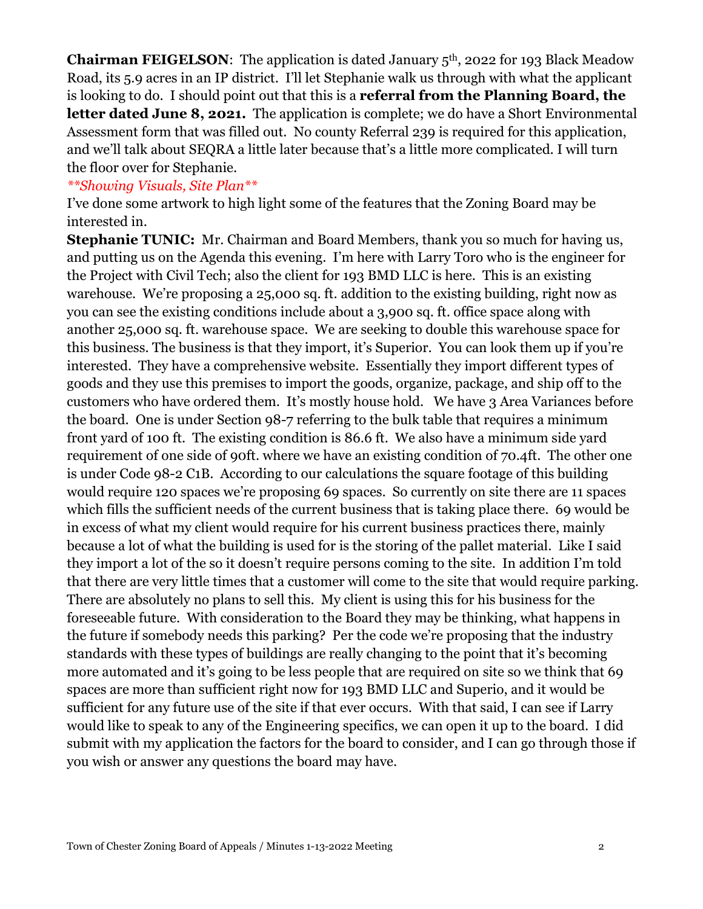**Chairman FEIGELSON**: The application is dated January 5th, 2022 for 193 Black Meadow Road, its 5.9 acres in an IP district. I'll let Stephanie walk us through with what the applicant is looking to do. I should point out that this is a **referral from the Planning Board, the letter dated June 8, 2021.** The application is complete; we do have a Short Environmental Assessment form that was filled out. No county Referral 239 is required for this application, and we'll talk about SEQRA a little later because that's a little more complicated. I will turn the floor over for Stephanie.

***Showing Visuals, Site Plan***

I've done some artwork to high light some of the features that the Zoning Board may be interested in.

**Stephanie TUNIC:** Mr. Chairman and Board Members, thank you so much for having us, and putting us on the Agenda this evening. I'm here with Larry Toro who is the engineer for the Project with Civil Tech; also the client for 193 BMD LLC is here. This is an existing warehouse. We're proposing a 25,000 sq. ft. addition to the existing building, right now as you can see the existing conditions include about a 3,900 sq. ft. office space along with another 25,000 sq. ft. warehouse space. We are seeking to double this warehouse space for this business. The business is that they import, it's Superior. You can look them up if you're interested. They have a comprehensive website. Essentially they import different types of goods and they use this premises to import the goods, organize, package, and ship off to the customers who have ordered them. It's mostly house hold. We have 3 Area Variances before the board. One is under Section 98-7 referring to the bulk table that requires a minimum front yard of 100 ft. The existing condition is 86.6 ft. We also have a minimum side yard requirement of one side of 90ft. where we have an existing condition of 70.4ft. The other one is under Code 98-2 C1B. According to our calculations the square footage of this building would require 120 spaces we're proposing 69 spaces. So currently on site there are 11 spaces which fills the sufficient needs of the current business that is taking place there. 69 would be in excess of what my client would require for his current business practices there, mainly because a lot of what the building is used for is the storing of the pallet material. Like I said they import a lot of the so it doesn't require persons coming to the site. In addition I'm told that there are very little times that a customer will come to the site that would require parking. There are absolutely no plans to sell this. My client is using this for his business for the foreseeable future. With consideration to the Board they may be thinking, what happens in the future if somebody needs this parking? Per the code we're proposing that the industry standards with these types of buildings are really changing to the point that it's becoming more automated and it's going to be less people that are required on site so we think that 69 spaces are more than sufficient right now for 193 BMD LLC and Superio, and it would be sufficient for any future use of the site if that ever occurs. With that said, I can see if Larry would like to speak to any of the Engineering specifics, we can open it up to the board. I did submit with my application the factors for the board to consider, and I can go through those if you wish or answer any questions the board may have.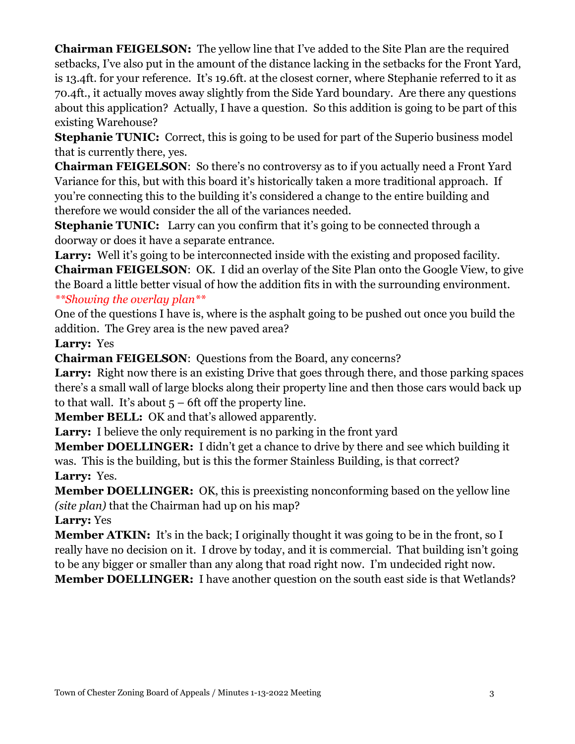**Chairman FEIGELSON:** The yellow line that I've added to the Site Plan are the required setbacks, I've also put in the amount of the distance lacking in the setbacks for the Front Yard, is 13.4ft. for your reference. It's 19.6ft. at the closest corner, where Stephanie referred to it as 70.4ft., it actually moves away slightly from the Side Yard boundary. Are there any questions about this application? Actually, I have a question. So this addition is going to be part of this existing Warehouse?

**Stephanie TUNIC:** Correct, this is going to be used for part of the Superio business model that is currently there, yes.

**Chairman FEIGELSON**: So there's no controversy as to if you actually need a Front Yard Variance for this, but with this board it's historically taken a more traditional approach. If you're connecting this to the building it's considered a change to the entire building and therefore we would consider the all of the variances needed.

**Stephanie TUNIC:** Larry can you confirm that it's going to be connected through a doorway or does it have a separate entrance.

**Larry:** Well it's going to be interconnected inside with the existing and proposed facility.

**Chairman FEIGELSON**: OK. I did an overlay of the Site Plan onto the Google View, to give the Board a little better visual of how the addition fits in with the surrounding environment.

*\*\*Showing the overlay plan\*\**

One of the questions I have is, where is the asphalt going to be pushed out once you build the addition. The Grey area is the new paved area?

**Larry:** Yes

**Chairman FEIGELSON**: Questions from the Board, any concerns?

**Larry:** Right now there is an existing Drive that goes through there, and those parking spaces there's a small wall of large blocks along their property line and then those cars would back up to that wall. It's about 5 – 6ft off the property line.

**Member BELL:** OK and that's allowed apparently.

**Larry:** I believe the only requirement is no parking in the front yard

**Member DOELLINGER:** I didn't get a chance to drive by there and see which building it was. This is the building, but is this the former Stainless Building, is that correct?

**Larry:** Yes.

**Member DOELLINGER:** OK, this is preexisting nonconforming based on the yellow line *(site plan)* that the Chairman had up on his map?

**Larry:** Yes

**Member ATKIN:** It's in the back; I originally thought it was going to be in the front, so I really have no decision on it. I drove by today, and it is commercial. That building isn't going to be any bigger or smaller than any along that road right now. I'm undecided right now.

**Member DOELLINGER:** I have another question on the south east side is that Wetlands?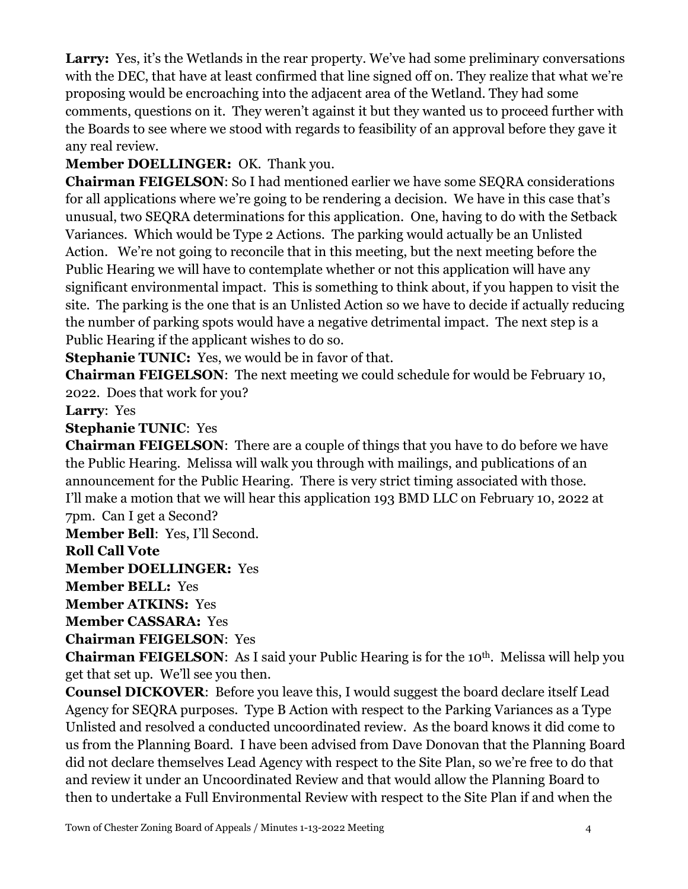**Larry:** Yes, it's the Wetlands in the rear property. We've had some preliminary conversations with the DEC, that have at least confirmed that line signed off on. They realize that what we're proposing would be encroaching into the adjacent area of the Wetland. They had some comments, questions on it. They weren't against it but they wanted us to proceed further with the Boards to see where we stood with regards to feasibility of an approval before they gave it any real review.

**Member DOELLINGER:** OK. Thank you.

**Chairman FEIGELSON**: So I had mentioned earlier we have some SEQRA considerations for all applications where we're going to be rendering a decision. We have in this case that's unusual, two SEQRA determinations for this application. One, having to do with the Setback Variances. Which would be Type 2 Actions. The parking would actually be an Unlisted Action. We're not going to reconcile that in this meeting, but the next meeting before the Public Hearing we will have to contemplate whether or not this application will have any significant environmental impact. This is something to think about, if you happen to visit the site. The parking is the one that is an Unlisted Action so we have to decide if actually reducing the number of parking spots would have a negative detrimental impact. The next step is a Public Hearing if the applicant wishes to do so.

**Stephanie TUNIC:** Yes, we would be in favor of that.

**Chairman FEIGELSON**: The next meeting we could schedule for would be February 10, 2022. Does that work for you?

**Larry**: Yes

**Stephanie TUNIC**: Yes

**Chairman FEIGELSON**: There are a couple of things that you have to do before we have the Public Hearing. Melissa will walk you through with mailings, and publications of an announcement for the Public Hearing. There is very strict timing associated with those. I'll make a motion that we will hear this application 193 BMD LLC on February 10, 2022 at 7pm. Can I get a Second?

**Member Bell**: Yes, I'll Second.

**Roll Call Vote**

**Member DOELLINGER:** Yes

**Member BELL:** Yes

**Member ATKINS:** Yes

**Member CASSARA:** Yes

**Chairman FEIGELSON**: Yes

**Chairman FEIGELSON**: As I said your Public Hearing is for the 10th. Melissa will help you get that set up. We'll see you then.

**Counsel DICKOVER**: Before you leave this, I would suggest the board declare itself Lead Agency for SEQRA purposes. Type B Action with respect to the Parking Variances as a Type Unlisted and resolved a conducted uncoordinated review. As the board knows it did come to us from the Planning Board. I have been advised from Dave Donovan that the Planning Board did not declare themselves Lead Agency with respect to the Site Plan, so we're free to do that and review it under an Uncoordinated Review and that would allow the Planning Board to then to undertake a Full Environmental Review with respect to the Site Plan if and when the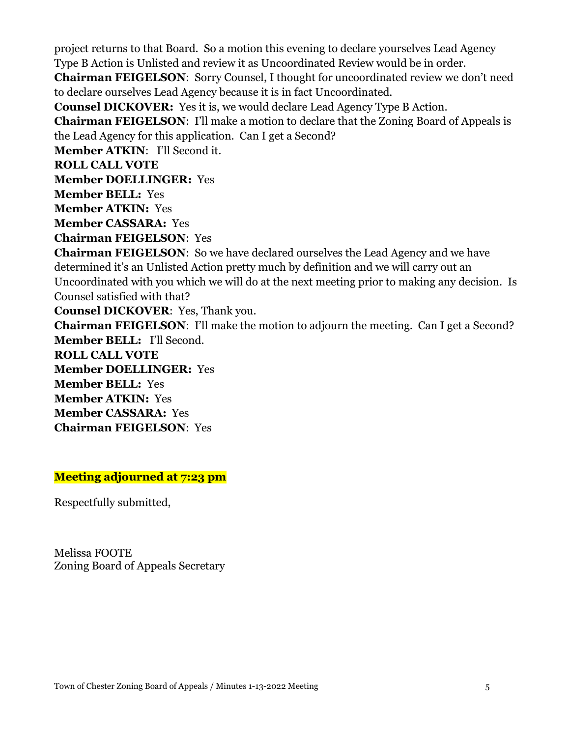project returns to that Board. So a motion this evening to declare yourselves Lead Agency Type B Action is Unlisted and review it as Uncoordinated Review would be in order.

**Chairman FEIGELSON**: Sorry Counsel, I thought for uncoordinated review we don't need to declare ourselves Lead Agency because it is in fact Uncoordinated.

**Counsel DICKOVER:** Yes it is, we would declare Lead Agency Type B Action.

**Chairman FEIGELSON**: I'll make a motion to declare that the Zoning Board of Appeals is the Lead Agency for this application. Can I get a Second?

**Member ATKIN**: I'll Second it.

**ROLL CALL VOTE**

**Member DOELLINGER:** Yes

**Member BELL:** Yes

**Member ATKIN:** Yes

**Member CASSARA:** Yes

**Chairman FEIGELSON**: Yes

**Chairman FEIGELSON**: So we have declared ourselves the Lead Agency and we have determined it's an Unlisted Action pretty much by definition and we will carry out an Uncoordinated with you which we will do at the next meeting prior to making any decision. Is Counsel satisfied with that?

**Counsel DICKOVER**: Yes, Thank you.

**Chairman FEIGELSON**: I'll make the motion to adjourn the meeting. Can I get a Second?

**Member BELL:** I'll Second.

**ROLL CALL VOTE**

**Member DOELLINGER:** Yes

**Member BELL:** Yes

**Member ATKIN:** Yes

**Member CASSARA:** Yes

**Chairman FEIGELSON**: Yes

**Meeting adjourned at 7:23 pm**

Respectfully submitted,

Melissa FOOTE
Zoning Board of Appeals Secretary